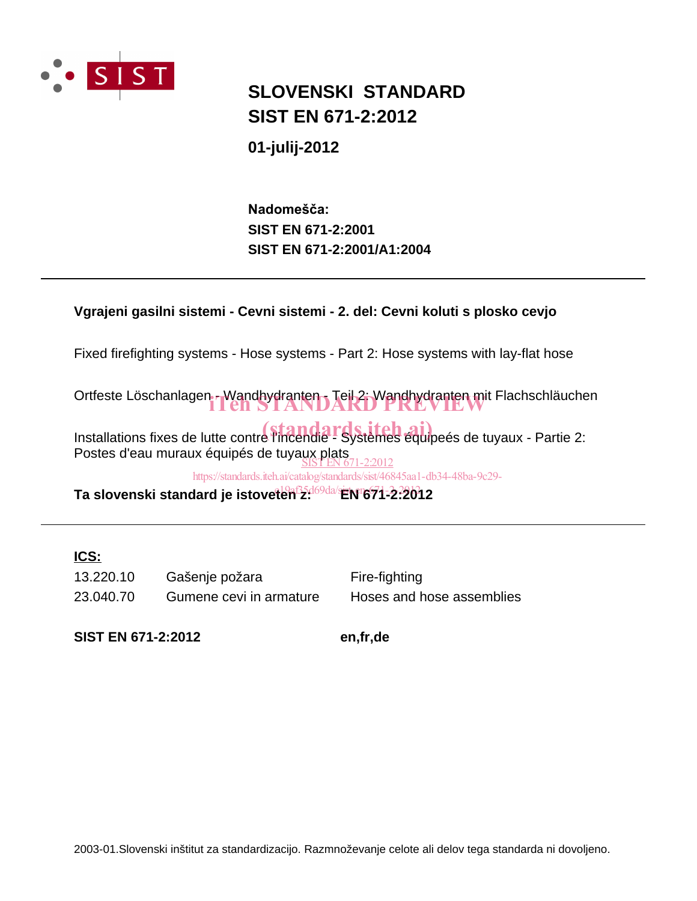# SLOVENSKI STANDARD
# SIST EN 671-2:2012

**01-julij-2012**

**Nadomešča:**
**SIST EN 671-2:2001**
**SIST EN 671-2:2001/A1:2004**

---

**Vgrajeni gasilni sistemi - Cevni sistemi - 2. del: Cevni koluti s plosko cevjo**

Fixed firefighting systems - Hose systems - Part 2: Hose systems with lay-flat hose

Ortfeste Löschanlagen - Wandhydranten - Teil 2: Wandhydranten mit Flachschläuchen

Installations fixes de lutte contre l'incendie - Systèmes équipeés de tuyaux - Partie 2: Postes d'eau muraux équipés de tuyaux plats

**Ta slovenski standard je istoveten z:** **EN 671-2:2012**

---

**ICS:**

| | | |
|---|---|---|
| 13.220.10 | Gašenje požara | Fire-fighting |
| 23.040.70 | Gumene cevi in armature | Hoses and hose assemblies |

**SIST EN 671-2:2012** **en,fr,de**

2003-01.Slovenski inštitut za standardizacijo. Razmnoževanje celote ali delov tega standarda ni dovoljeno.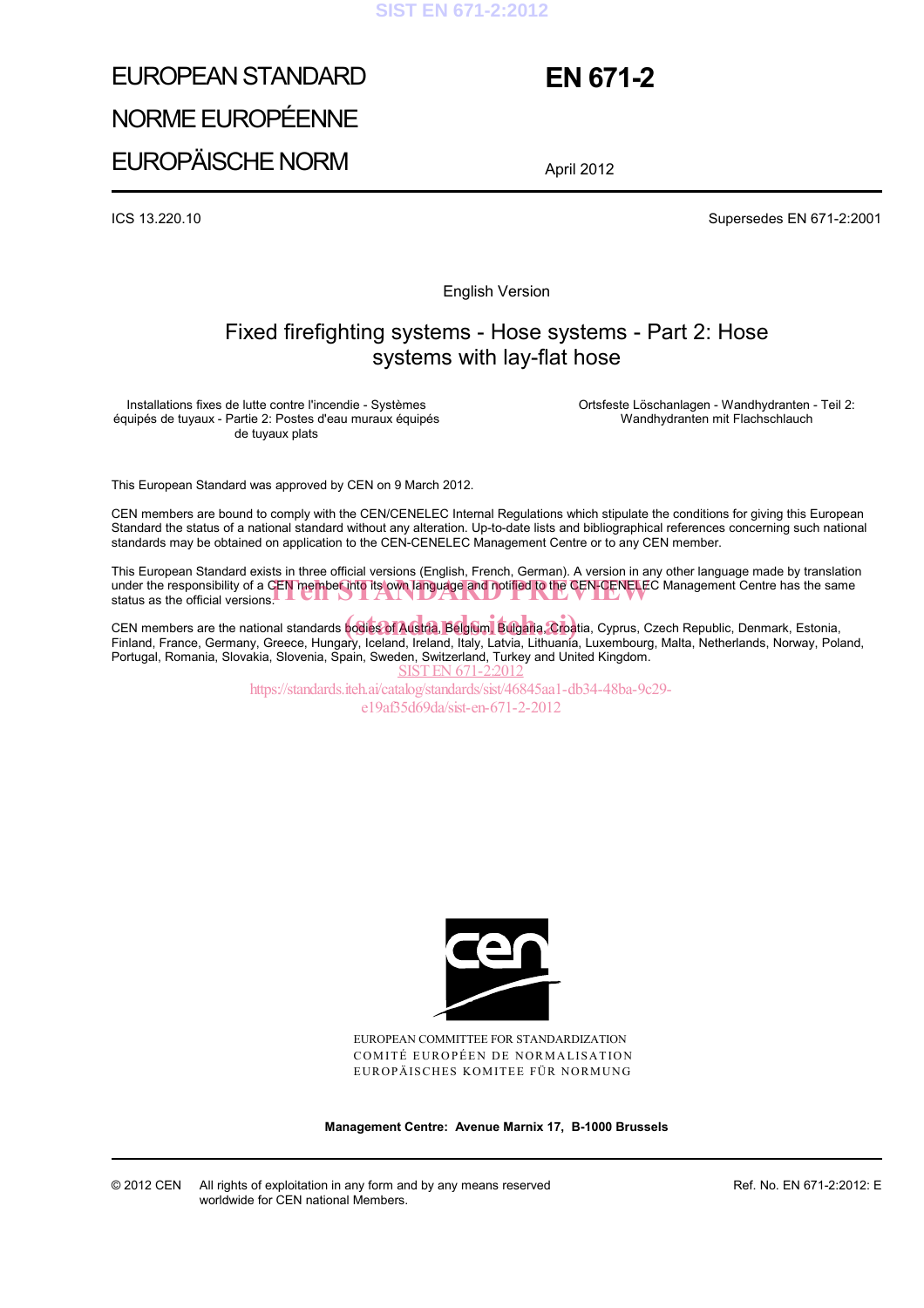EUROPEAN STANDARD

NORME EUROPÉENNE

EUROPÄISCHE NORM

# EN 671-2

April 2012

ICS 13.220.10

Supersedes EN 671-2:2001

English Version

## Fixed firefighting systems - Hose systems - Part 2: Hose systems with lay-flat hose

Installations fixes de lutte contre l'incendie - Systèmes équipés de tuyaux - Partie 2: Postes d'eau muraux équipés de tuyaux plats

Ortsfeste Löschanlagen - Wandhydranten - Teil 2: Wandhydranten mit Flachschlauch

This European Standard was approved by CEN on 9 March 2012.

CEN members are bound to comply with the CEN/CENELEC Internal Regulations which stipulate the conditions for giving this European Standard the status of a national standard without any alteration. Up-to-date lists and bibliographical references concerning such national standards may be obtained on application to the CEN-CENELEC Management Centre or to any CEN member.

This European Standard exists in three official versions (English, French, German). A version in any other language made by translation under the responsibility of a CEN member into its own language and notified to the CEN-CENELEC Management Centre has the same status as the official versions.

CEN members are the national standards bodies of Austria, Belgium, Bulgaria, Croatia, Cyprus, Czech Republic, Denmark, Estonia, Finland, France, Germany, Greece, Hungary, Iceland, Ireland, Italy, Latvia, Lithuania, Luxembourg, Malta, Netherlands, Norway, Poland, Portugal, Romania, Slovakia, Slovenia, Spain, Sweden, Switzerland, Turkey and United Kingdom.

EUROPEAN COMMITTEE FOR STANDARDIZATION
COMITÉ EUROPÉEN DE NORMALISATION
EUROPÄISCHES KOMITEE FÜR NORMUNG

**Management Centre: Avenue Marnix 17, B-1000 Brussels**

© 2012 CEN All rights of exploitation in any form and by any means reserved worldwide for CEN national Members.

Ref. No. EN 671-2:2012: E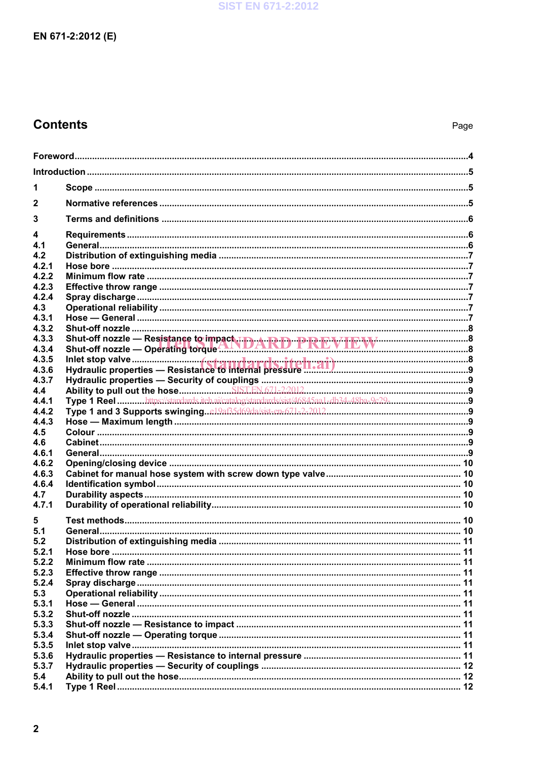## Contents

| | | Page |
|---|---|---|
| Foreword | | 4 |
| Introduction | | 5 |
| 1 | Scope | 5 |
| 2 | Normative references | 5 |
| 3 | Terms and definitions | 6 |
| 4 | Requirements | 6 |
| 4.1 | General | 6 |
| 4.2 | Distribution of extinguishing media | 7 |
| 4.2.1 | Hose bore | 7 |
| 4.2.2 | Minimum flow rate | 7 |
| 4.2.3 | Effective throw range | 7 |
| 4.2.4 | Spray discharge | 7 |
| 4.3 | Operational reliability | 7 |
| 4.3.1 | Hose — General | 7 |
| 4.3.2 | Shut-off nozzle | 8 |
| 4.3.3 | Shut-off nozzle — Resistance to impact | 8 |
| 4.3.4 | Shut-off nozzle — Operating torque | 8 |
| 4.3.5 | Inlet stop valve | 8 |
| 4.3.6 | Hydraulic properties — Resistance to internal pressure | 9 |
| 4.3.7 | Hydraulic properties — Security of couplings | 9 |
| 4.4 | Ability to pull out the hose | 9 |
| 4.4.1 | Type 1 Reel | 9 |
| 4.4.2 | Type 1 and 3 Supports swinging | 9 |
| 4.4.3 | Hose — Maximum length | 9 |
| 4.5 | Colour | 9 |
| 4.6 | Cabinet | 9 |
| 4.6.1 | General | 9 |
| 4.6.2 | Opening/closing device | 10 |
| 4.6.3 | Cabinet for manual hose system with screw down type valve | 10 |
| 4.6.4 | Identification symbol | 10 |
| 4.7 | Durability aspects | 10 |
| 4.7.1 | Durability of operational reliability | 10 |
| 5 | Test methods | 10 |
| 5.1 | General | 10 |
| 5.2 | Distribution of extinguishing media | 11 |
| 5.2.1 | Hose bore | 11 |
| 5.2.2 | Minimum flow rate | 11 |
| 5.2.3 | Effective throw range | 11 |
| 5.2.4 | Spray discharge | 11 |
| 5.3 | Operational reliability | 11 |
| 5.3.1 | Hose — General | 11 |
| 5.3.2 | Shut-off nozzle | 11 |
| 5.3.3 | Shut-off nozzle — Resistance to impact | 11 |
| 5.3.4 | Shut-off nozzle — Operating torque | 11 |
| 5.3.5 | Inlet stop valve | 11 |
| 5.3.6 | Hydraulic properties — Resistance to internal pressure | 11 |
| 5.3.7 | Hydraulic properties — Security of couplings | 12 |
| 5.4 | Ability to pull out the hose | 12 |
| 5.4.1 | Type 1 Reel | 12 |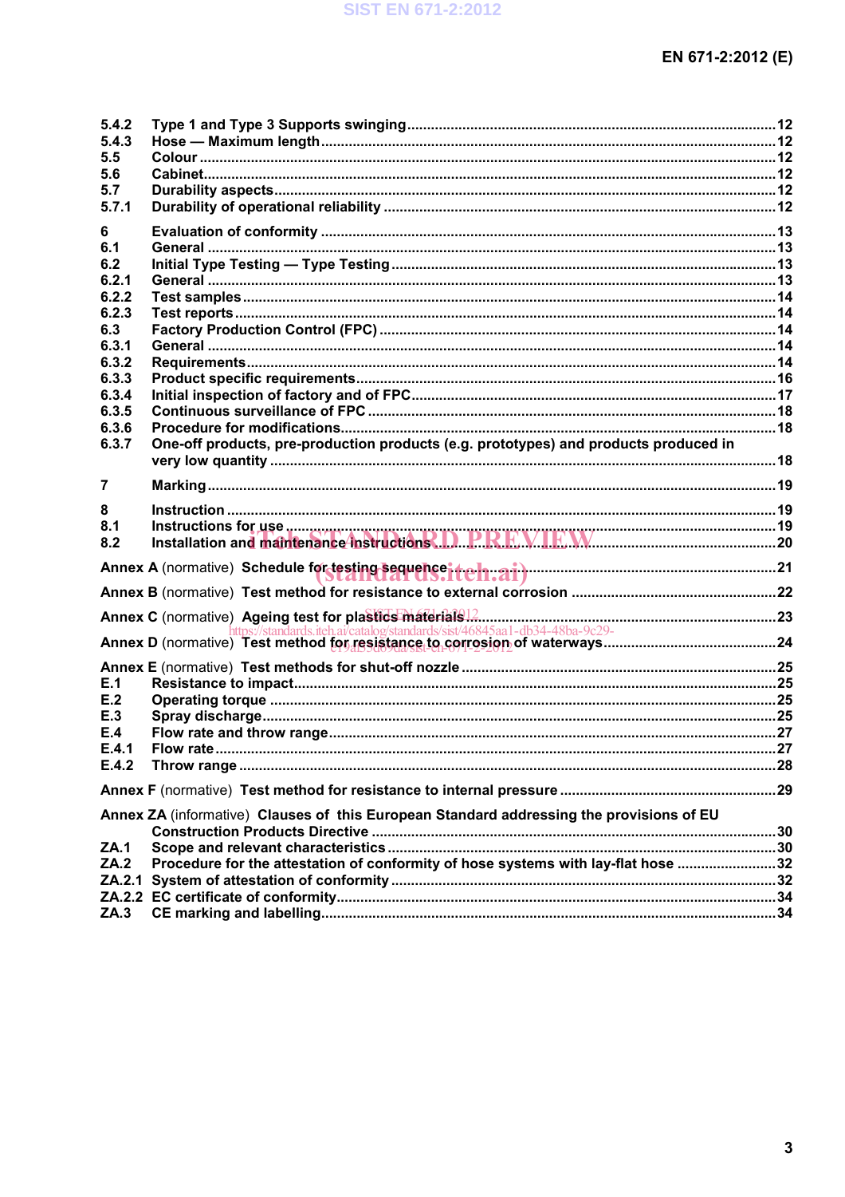5.4.2 Type 1 and Type 3 Supports swinging ... 12
5.4.3 Hose — Maximum length ... 12
5.5 Colour ... 12
5.6 Cabinet ... 12
5.7 Durability aspects ... 12
5.7.1 Durability of operational reliability ... 12

6 Evaluation of conformity ... 13
6.1 General ... 13
6.2 Initial Type Testing — Type Testing ... 13
6.2.1 General ... 13
6.2.2 Test samples ... 14
6.2.3 Test reports ... 14
6.3 Factory Production Control (FPC) ... 14
6.3.1 General ... 14
6.3.2 Requirements ... 14
6.3.3 Product specific requirements ... 16
6.3.4 Initial inspection of factory and of FPC ... 17
6.3.5 Continuous surveillance of FPC ... 18
6.3.6 Procedure for modifications ... 18
6.3.7 One-off products, pre-production products (e.g. prototypes) and products produced in very low quantity ... 18

7 Marking ... 19

8 Instruction ... 19
8.1 Instructions for use ... 19
8.2 Installation and maintenance instructions ... 20

Annex A (normative) Schedule for testing sequence ... 21

Annex B (normative) Test method for resistance to external corrosion ... 22

Annex C (normative) Ageing test for plastics materials ... 23

Annex D (normative) Test method for resistance to corrosion of waterways ... 24

Annex E (normative) Test methods for shut-off nozzle ... 25
E.1 Resistance to impact ... 25
E.2 Operating torque ... 25
E.3 Spray discharge ... 25
E.4 Flow rate and throw range ... 27
E.4.1 Flow rate ... 27
E.4.2 Throw range ... 28

Annex F (normative) Test method for resistance to internal pressure ... 29

Annex ZA (informative) Clauses of this European Standard addressing the provisions of EU Construction Products Directive ... 30
ZA.1 Scope and relevant characteristics ... 30
ZA.2 Procedure for the attestation of conformity of hose systems with lay-flat hose ... 32
ZA.2.1 System of attestation of conformity ... 32
ZA.2.2 EC certificate of conformity ... 34
ZA.3 CE marking and labelling ... 34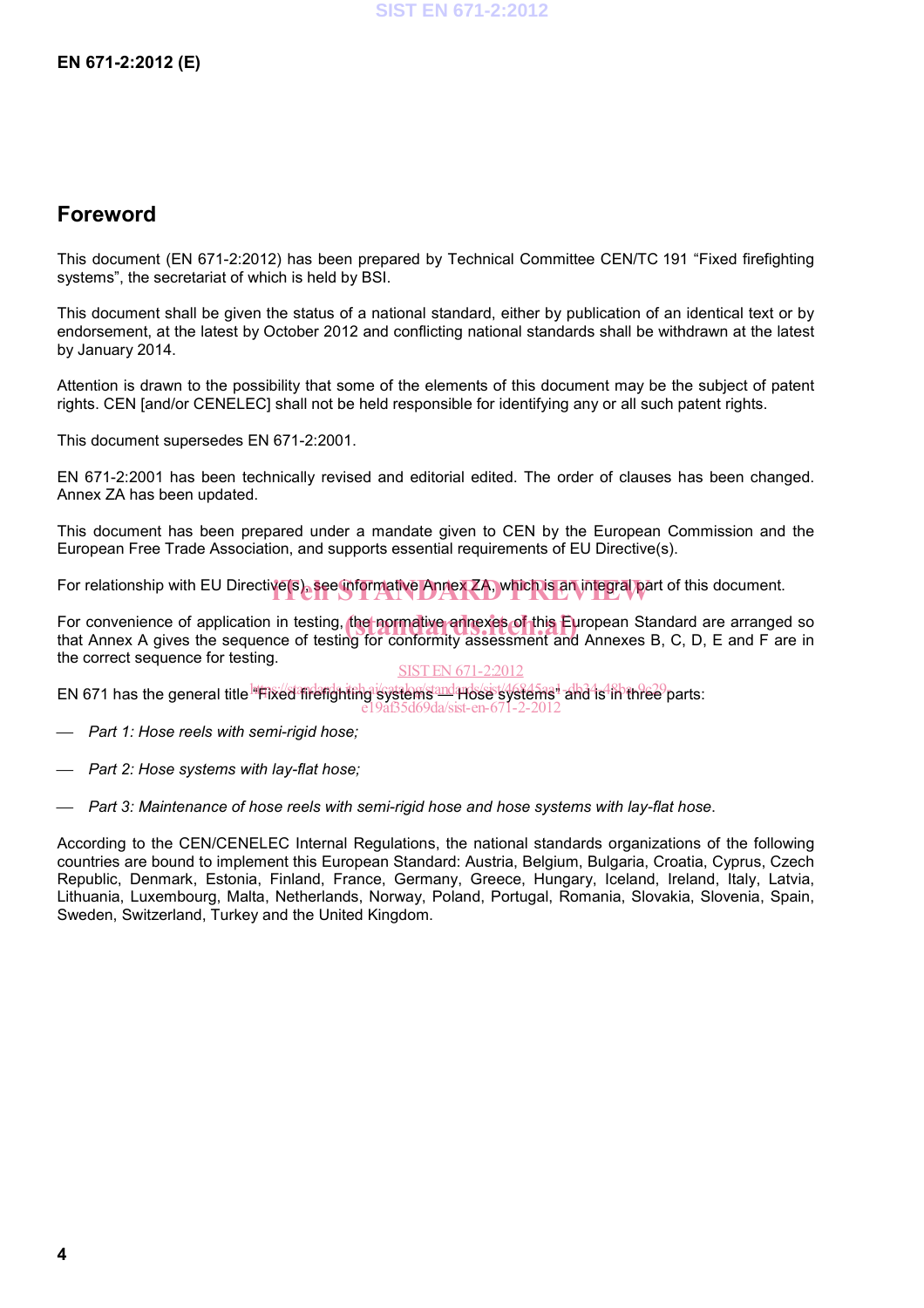## Foreword

This document (EN 671-2:2012) has been prepared by Technical Committee CEN/TC 191 “Fixed firefighting systems”, the secretariat of which is held by BSI.

This document shall be given the status of a national standard, either by publication of an identical text or by endorsement, at the latest by October 2012 and conflicting national standards shall be withdrawn at the latest by January 2014.

Attention is drawn to the possibility that some of the elements of this document may be the subject of patent rights. CEN [and/or CENELEC] shall not be held responsible for identifying any or all such patent rights.

This document supersedes EN 671-2:2001.

EN 671-2:2001 has been technically revised and editorial edited. The order of clauses has been changed. Annex ZA has been updated.

This document has been prepared under a mandate given to CEN by the European Commission and the European Free Trade Association, and supports essential requirements of EU Directive(s).

For relationship with EU Directive(s), see informative Annex ZA, which is an integral part of this document.

For convenience of application in testing, the normative annexes of this European Standard are arranged so that Annex A gives the sequence of testing for conformity assessment and Annexes B, C, D, E and F are in the correct sequence for testing.

EN 671 has the general title “Fixed firefighting systems — Hose systems” and is in three parts:

- *Part 1: Hose reels with semi-rigid hose;*
- *Part 2: Hose systems with lay-flat hose;*
- *Part 3: Maintenance of hose reels with semi-rigid hose and hose systems with lay-flat hose*.

According to the CEN/CENELEC Internal Regulations, the national standards organizations of the following countries are bound to implement this European Standard: Austria, Belgium, Bulgaria, Croatia, Cyprus, Czech Republic, Denmark, Estonia, Finland, France, Germany, Greece, Hungary, Iceland, Ireland, Italy, Latvia, Lithuania, Luxembourg, Malta, Netherlands, Norway, Poland, Portugal, Romania, Slovakia, Slovenia, Spain, Sweden, Switzerland, Turkey and the United Kingdom.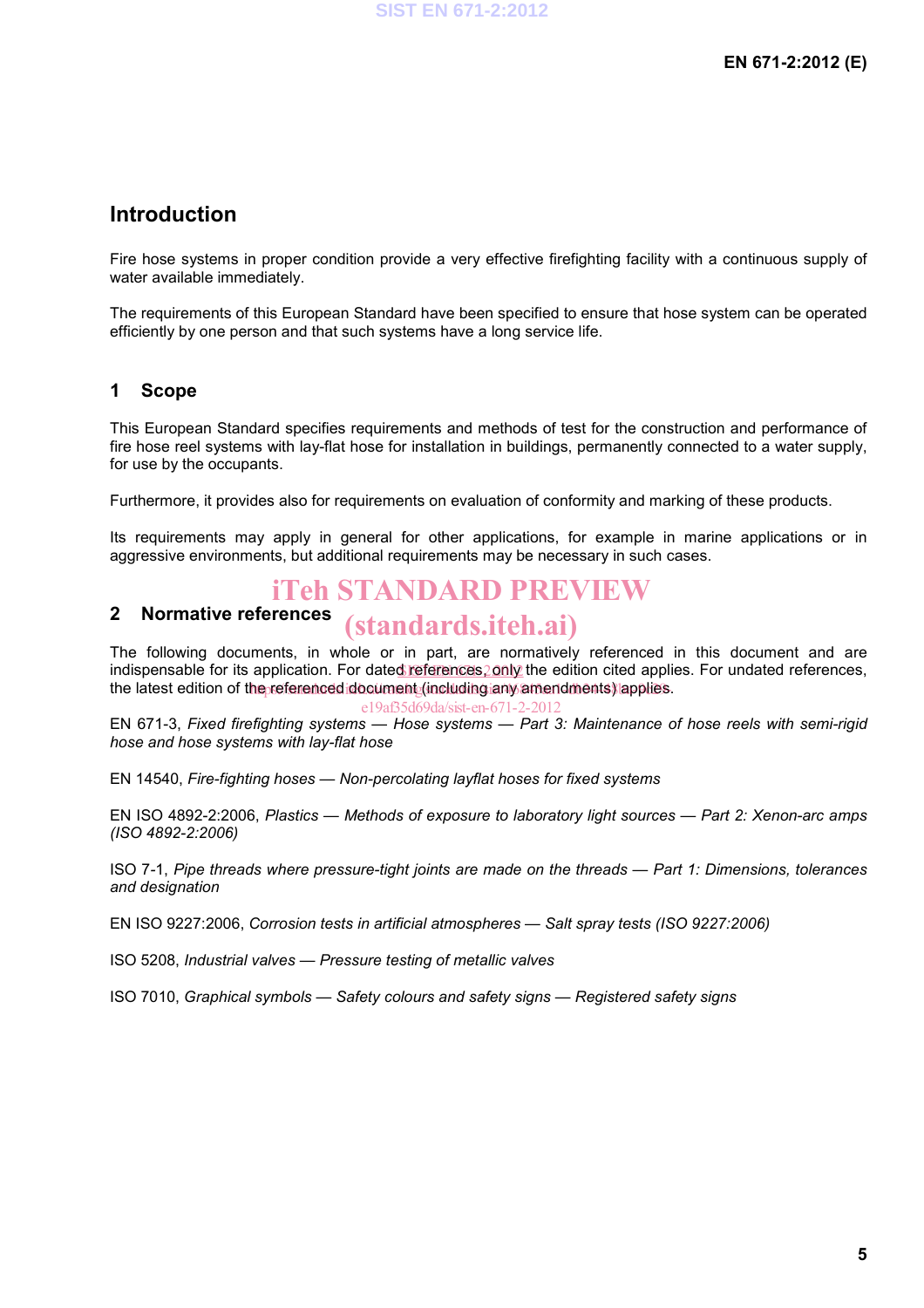## Introduction

Fire hose systems in proper condition provide a very effective firefighting facility with a continuous supply of water available immediately.

The requirements of this European Standard have been specified to ensure that hose system can be operated efficiently by one person and that such systems have a long service life.

## 1 Scope

This European Standard specifies requirements and methods of test for the construction and performance of fire hose reel systems with lay-flat hose for installation in buildings, permanently connected to a water supply, for use by the occupants.

Furthermore, it provides also for requirements on evaluation of conformity and marking of these products.

Its requirements may apply in general for other applications, for example in marine applications or in aggressive environments, but additional requirements may be necessary in such cases.

## 2 Normative references

The following documents, in whole or in part, are normatively referenced in this document and are indispensable for its application. For dated references, only the edition cited applies. For undated references, the latest edition of the referenced document (including any amendments) applies.

EN 671-3, *Fixed firefighting systems — Hose systems — Part 3: Maintenance of hose reels with semi-rigid hose and hose systems with lay-flat hose*

EN 14540, *Fire-fighting hoses — Non-percolating layflat hoses for fixed systems*

EN ISO 4892-2:2006, *Plastics — Methods of exposure to laboratory light sources — Part 2: Xenon-arc amps (ISO 4892-2:2006)*

ISO 7-1, *Pipe threads where pressure-tight joints are made on the threads — Part 1: Dimensions, tolerances and designation*

EN ISO 9227:2006, *Corrosion tests in artificial atmospheres — Salt spray tests (ISO 9227:2006)*

ISO 5208, *Industrial valves — Pressure testing of metallic valves*

ISO 7010, *Graphical symbols — Safety colours and safety signs — Registered safety signs*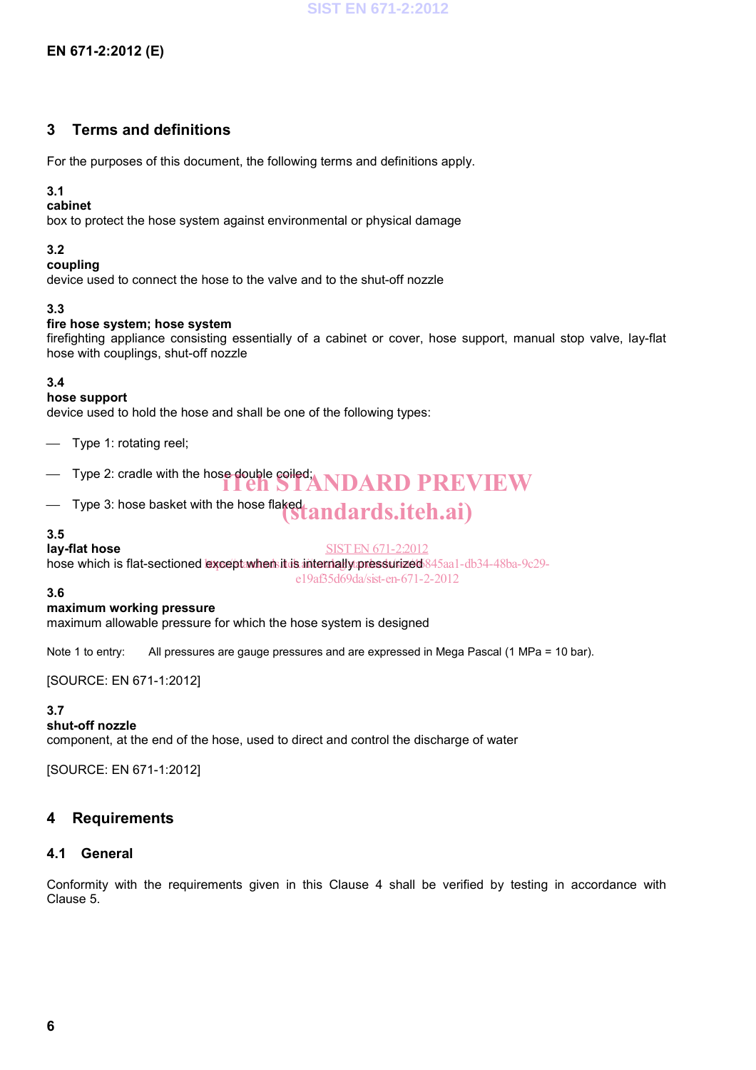## 3 Terms and definitions

For the purposes of this document, the following terms and definitions apply.

**3.1**
**cabinet**
box to protect the hose system against environmental or physical damage

**3.2**
**coupling**
device used to connect the hose to the valve and to the shut-off nozzle

**3.3**
**fire hose system; hose system**
firefighting appliance consisting essentially of a cabinet or cover, hose support, manual stop valve, lay-flat hose with couplings, shut-off nozzle

**3.4**
**hose support**
device used to hold the hose and shall be one of the following types:

- Type 1: rotating reel;
- Type 2: cradle with the hose double coiled;
- Type 3: hose basket with the hose flaked

**3.5**
**lay-flat hose**
hose which is flat-sectioned except when it is internally pressurized

**3.6**
**maximum working pressure**
maximum allowable pressure for which the hose system is designed

Note 1 to entry: All pressures are gauge pressures and are expressed in Mega Pascal (1 MPa = 10 bar).

[SOURCE: EN 671-1:2012]

**3.7**
**shut-off nozzle**
component, at the end of the hose, used to direct and control the discharge of water

[SOURCE: EN 671-1:2012]

## 4 Requirements

### 4.1 General

Conformity with the requirements given in this Clause 4 shall be verified by testing in accordance with Clause 5.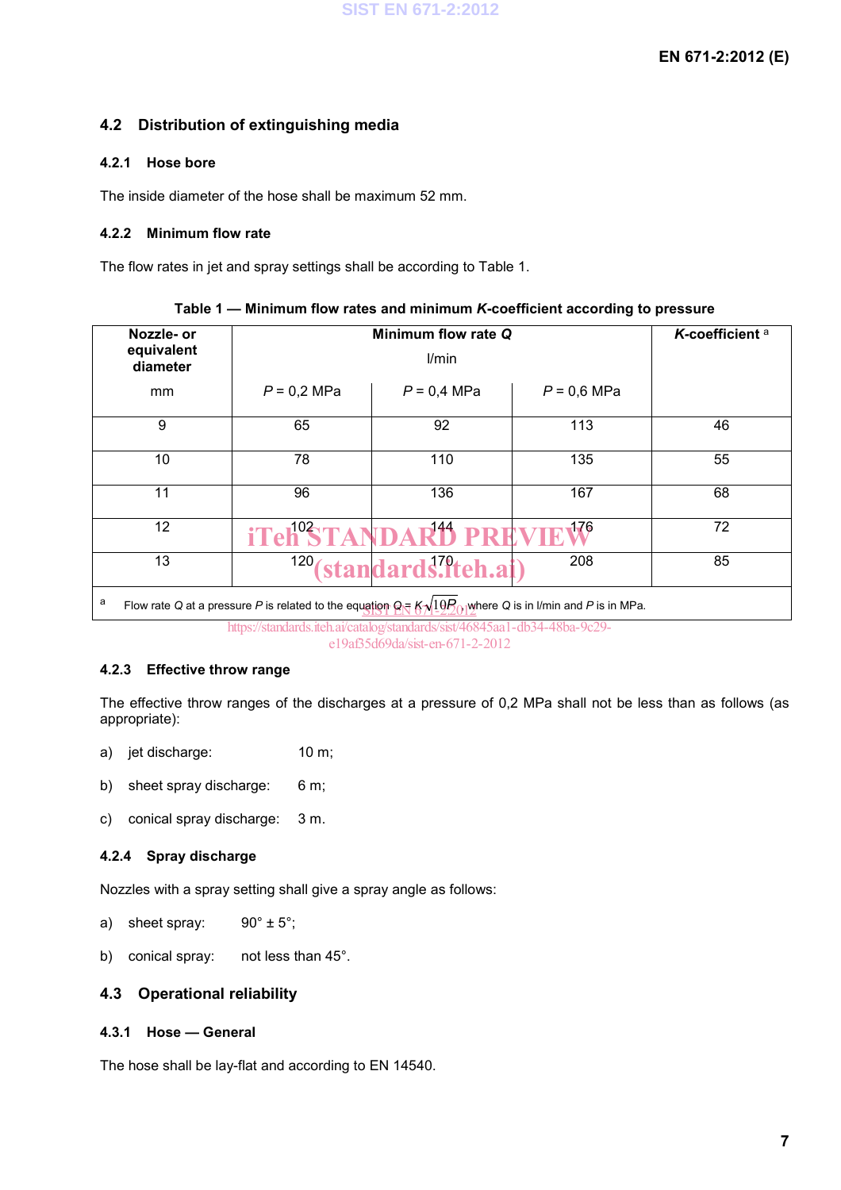## 4.2 Distribution of extinguishing media

### 4.2.1 Hose bore

The inside diameter of the hose shall be maximum 52 mm.

### 4.2.2 Minimum flow rate

The flow rates in jet and spray settings shall be according to Table 1.

**Table 1 — Minimum flow rates and minimum *K*-coefficient according to pressure**

| Nozzle- or equivalent diameter mm | Minimum flow rate *Q* l/min | | | *K*-coefficient [a] |
|---|---|---|---|---|
| | $P$ = 0,2 MPa | $P$ = 0,4 MPa | $P$ = 0,6 MPa | |
| 9 | 65 | 92 | 113 | 46 |
| 10 | 78 | 110 | 135 | 55 |
| 11 | 96 | 136 | 167 | 68 |
| 12 | 102 | 144 | 176 | 72 |
| 13 | 120 | 170 | 208 | 85 |

[a] Flow rate $Q$ at a pressure $P$ is related to the equation $Q = K\sqrt{10P}$, where $Q$ is in l/min and $P$ is in MPa.

### 4.2.3 Effective throw range

The effective throw ranges of the discharges at a pressure of 0,2 MPa shall not be less than as follows (as appropriate):

a) jet discharge: 10 m;

b) sheet spray discharge: 6 m;

c) conical spray discharge: 3 m.

### 4.2.4 Spray discharge

Nozzles with a spray setting shall give a spray angle as follows:

a) sheet spray: 90° ± 5°;

b) conical spray: not less than 45°.

## 4.3 Operational reliability

### 4.3.1 Hose — General

The hose shall be lay-flat and according to EN 14540.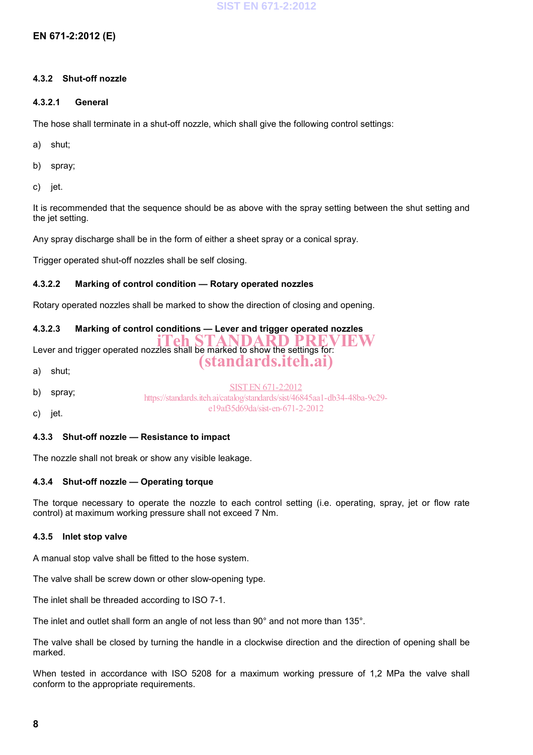### 4.3.2 Shut-off nozzle

#### 4.3.2.1 General

The hose shall terminate in a shut-off nozzle, which shall give the following control settings:

a) shut;

b) spray;

c) jet.

It is recommended that the sequence should be as above with the spray setting between the shut setting and the jet setting.

Any spray discharge shall be in the form of either a sheet spray or a conical spray.

Trigger operated shut-off nozzles shall be self closing.

#### 4.3.2.2 Marking of control condition — Rotary operated nozzles

Rotary operated nozzles shall be marked to show the direction of closing and opening.

#### 4.3.2.3 Marking of control conditions — Lever and trigger operated nozzles

Lever and trigger operated nozzles shall be marked to show the settings for:

a) shut;

b) spray;

c) jet.

### 4.3.3 Shut-off nozzle — Resistance to impact

The nozzle shall not break or show any visible leakage.

### 4.3.4 Shut-off nozzle — Operating torque

The torque necessary to operate the nozzle to each control setting (i.e. operating, spray, jet or flow rate control) at maximum working pressure shall not exceed 7 Nm.

### 4.3.5 Inlet stop valve

A manual stop valve shall be fitted to the hose system.

The valve shall be screw down or other slow-opening type.

The inlet shall be threaded according to ISO 7-1.

The inlet and outlet shall form an angle of not less than 90° and not more than 135°.

The valve shall be closed by turning the handle in a clockwise direction and the direction of opening shall be marked.

When tested in accordance with ISO 5208 for a maximum working pressure of 1,2 MPa the valve shall conform to the appropriate requirements.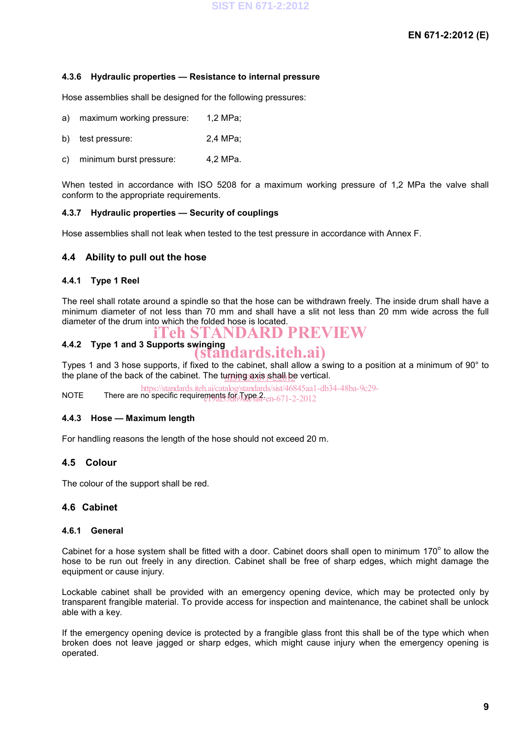#### 4.3.6 Hydraulic properties — Resistance to internal pressure

Hose assemblies shall be designed for the following pressures:

a) maximum working pressure: 1,2 MPa;

b) test pressure: 2,4 MPa;

c) minimum burst pressure: 4,2 MPa.

When tested in accordance with ISO 5208 for a maximum working pressure of 1,2 MPa the valve shall conform to the appropriate requirements.

#### 4.3.7 Hydraulic properties — Security of couplings

Hose assemblies shall not leak when tested to the test pressure in accordance with Annex F.

### 4.4 Ability to pull out the hose

#### 4.4.1 Type 1 Reel

The reel shall rotate around a spindle so that the hose can be withdrawn freely. The inside drum shall have a minimum diameter of not less than 70 mm and shall have a slit not less than 20 mm wide across the full diameter of the drum into which the folded hose is located.

#### 4.4.2 Type 1 and 3 Supports swinging

Types 1 and 3 hose supports, if fixed to the cabinet, shall allow a swing to a position at a minimum of 90° to the plane of the back of the cabinet. The turning axis shall be vertical.

NOTE There are no specific requirements for Type 2.

#### 4.4.3 Hose — Maximum length

For handling reasons the length of the hose should not exceed 20 m.

### 4.5 Colour

The colour of the support shall be red.

### 4.6 Cabinet

#### 4.6.1 General

Cabinet for a hose system shall be fitted with a door. Cabinet doors shall open to minimum 170° to allow the hose to be run out freely in any direction. Cabinet shall be free of sharp edges, which might damage the equipment or cause injury.

Lockable cabinet shall be provided with an emergency opening device, which may be protected only by transparent frangible material. To provide access for inspection and maintenance, the cabinet shall be unlock able with a key.

If the emergency opening device is protected by a frangible glass front this shall be of the type which when broken does not leave jagged or sharp edges, which might cause injury when the emergency opening is operated.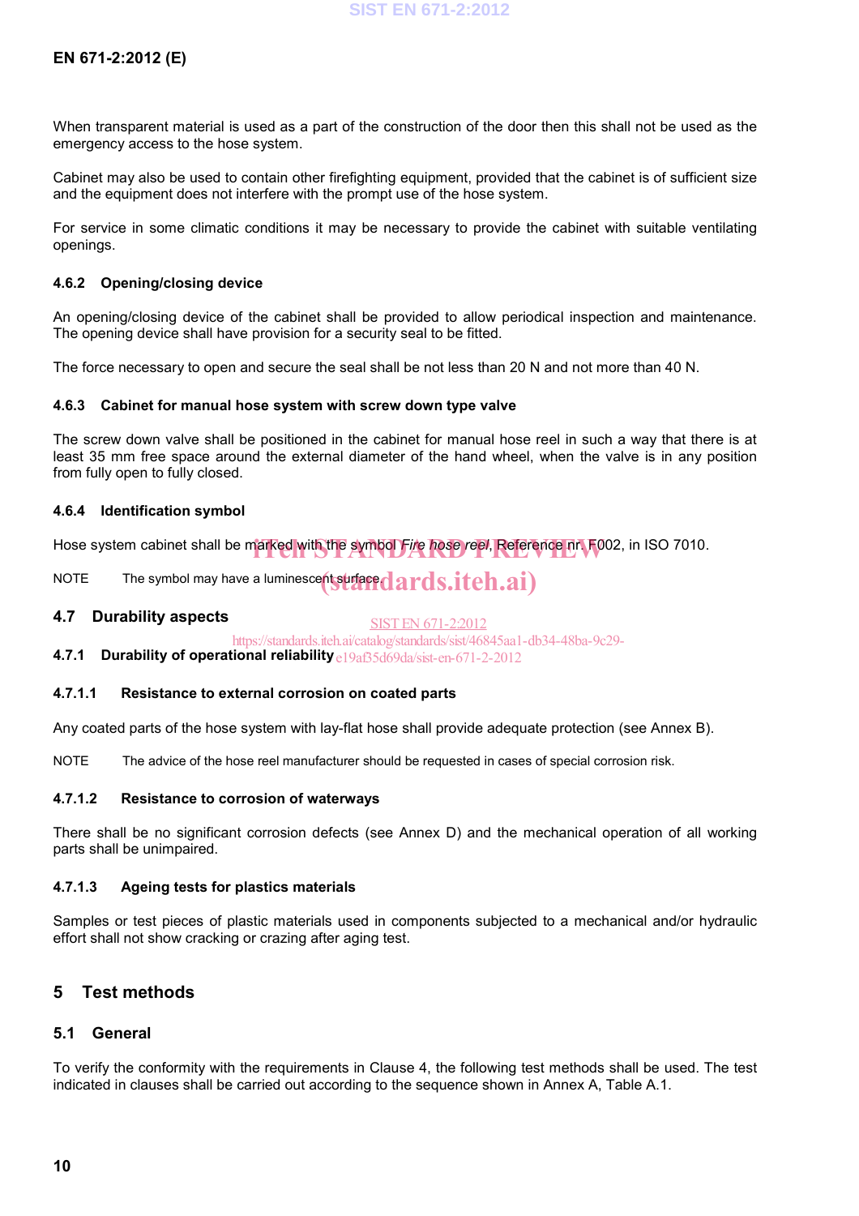When transparent material is used as a part of the construction of the door then this shall not be used as the emergency access to the hose system.

Cabinet may also be used to contain other firefighting equipment, provided that the cabinet is of sufficient size and the equipment does not interfere with the prompt use of the hose system.

For service in some climatic conditions it may be necessary to provide the cabinet with suitable ventilating openings.

#### 4.6.2 Opening/closing device

An opening/closing device of the cabinet shall be provided to allow periodical inspection and maintenance. The opening device shall have provision for a security seal to be fitted.

The force necessary to open and secure the seal shall be not less than 20 N and not more than 40 N.

#### 4.6.3 Cabinet for manual hose system with screw down type valve

The screw down valve shall be positioned in the cabinet for manual hose reel in such a way that there is at least 35 mm free space around the external diameter of the hand wheel, when the valve is in any position from fully open to fully closed.

#### 4.6.4 Identification symbol

Hose system cabinet shall be marked with the symbol *Fire hose reel*, Reference nr. F002, in ISO 7010.

NOTE The symbol may have a luminescent surface.

### 4.7 Durability aspects

#### 4.7.1 Durability of operational reliability

##### 4.7.1.1 Resistance to external corrosion on coated parts

Any coated parts of the hose system with lay-flat hose shall provide adequate protection (see Annex B).

NOTE The advice of the hose reel manufacturer should be requested in cases of special corrosion risk.

##### 4.7.1.2 Resistance to corrosion of waterways

There shall be no significant corrosion defects (see Annex D) and the mechanical operation of all working parts shall be unimpaired.

##### 4.7.1.3 Ageing tests for plastics materials

Samples or test pieces of plastic materials used in components subjected to a mechanical and/or hydraulic effort shall not show cracking or crazing after aging test.

## 5 Test methods

### 5.1 General

To verify the conformity with the requirements in Clause 4, the following test methods shall be used. The test indicated in clauses shall be carried out according to the sequence shown in Annex A, Table A.1.